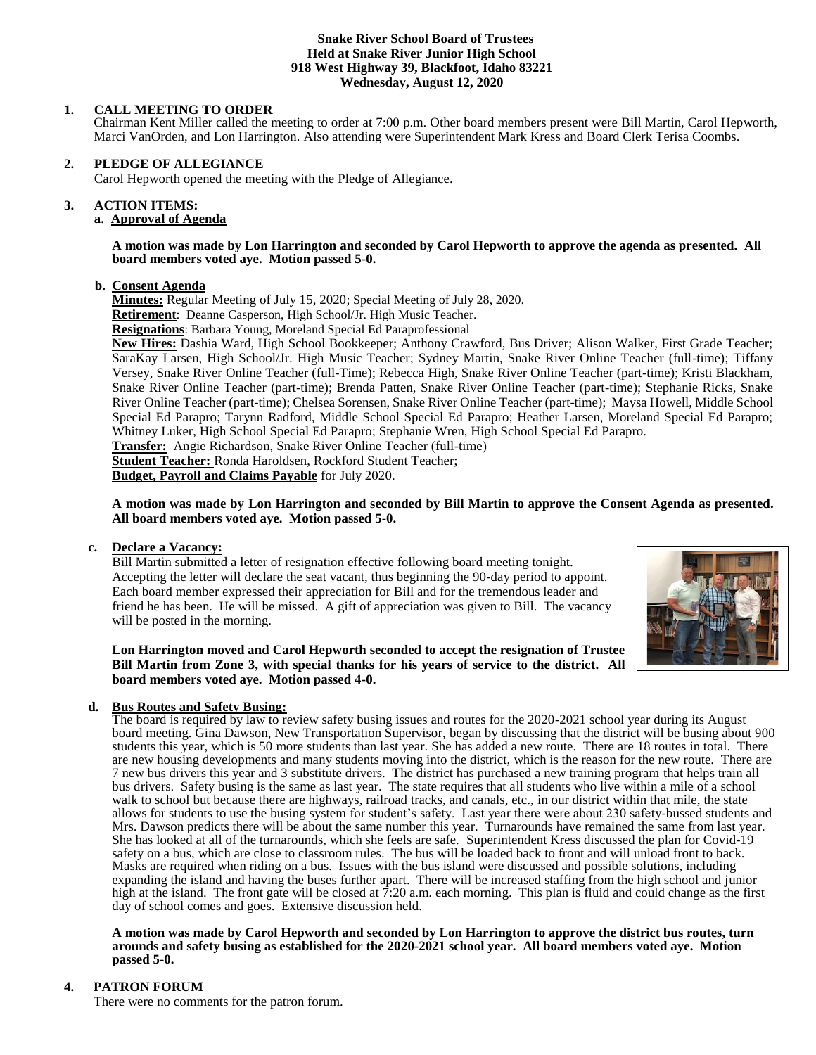**Snake River School Board of Trustees**
**Held at Snake River Junior High School**
**918 West Highway 39, Blackfoot, Idaho 83221**
**Wednesday, August 12, 2020**

## 1. CALL MEETING TO ORDER

Chairman Kent Miller called the meeting to order at 7:00 p.m. Other board members present were Bill Martin, Carol Hepworth, Marci VanOrden, and Lon Harrington. Also attending were Superintendent Mark Kress and Board Clerk Terisa Coombs.

## 2. PLEDGE OF ALLEGIANCE

Carol Hepworth opened the meeting with the Pledge of Allegiance.

## 3. ACTION ITEMS:

### a. Approval of Agenda

**A motion was made by Lon Harrington and seconded by Carol Hepworth to approve the agenda as presented. All board members voted aye. Motion passed 5-0.**

### b. Consent Agenda

**Minutes:** Regular Meeting of July 15, 2020; Special Meeting of July 28, 2020.

**Retirement**: Deanne Casperson, High School/Jr. High Music Teacher.

**Resignations**: Barbara Young, Moreland Special Ed Paraprofessional

**New Hires:** Dashia Ward, High School Bookkeeper; Anthony Crawford, Bus Driver; Alison Walker, First Grade Teacher; SaraKay Larsen, High School/Jr. High Music Teacher; Sydney Martin, Snake River Online Teacher (full-time); Tiffany Versey, Snake River Online Teacher (full-Time); Rebecca High, Snake River Online Teacher (part-time); Kristi Blackham, Snake River Online Teacher (part-time); Brenda Patten, Snake River Online Teacher (part-time); Stephanie Ricks, Snake River Online Teacher (part-time); Chelsea Sorensen, Snake River Online Teacher (part-time); Maysa Howell, Middle School Special Ed Parapro; Tarynn Radford, Middle School Special Ed Parapro; Heather Larsen, Moreland Special Ed Parapro; Whitney Luker, High School Special Ed Parapro; Stephanie Wren, High School Special Ed Parapro.

**Transfer:** Angie Richardson, Snake River Online Teacher (full-time)

**Student Teacher:** Ronda Haroldsen, Rockford Student Teacher;

**Budget, Payroll and Claims Payable** for July 2020.

**A motion was made by Lon Harrington and seconded by Bill Martin to approve the Consent Agenda as presented. All board members voted aye. Motion passed 5-0.**

### c. Declare a Vacancy:

Bill Martin submitted a letter of resignation effective following board meeting tonight. Accepting the letter will declare the seat vacant, thus beginning the 90-day period to appoint. Each board member expressed their appreciation for Bill and for the tremendous leader and friend he has been. He will be missed. A gift of appreciation was given to Bill. The vacancy will be posted in the morning.

**Lon Harrington moved and Carol Hepworth seconded to accept the resignation of Trustee Bill Martin from Zone 3, with special thanks for his years of service to the district. All board members voted aye. Motion passed 4-0.**

### d. Bus Routes and Safety Busing:

The board is required by law to review safety busing issues and routes for the 2020-2021 school year during its August board meeting. Gina Dawson, New Transportation Supervisor, began by discussing that the district will be busing about 900 students this year, which is 50 more students than last year. She has added a new route. There are 18 routes in total. There are new housing developments and many students moving into the district, which is the reason for the new route. There are 7 new bus drivers this year and 3 substitute drivers. The district has purchased a new training program that helps train all bus drivers. Safety busing is the same as last year. The state requires that all students who live within a mile of a school walk to school but because there are highways, railroad tracks, and canals, etc., in our district within that mile, the state allows for students to use the busing system for student's safety. Last year there were about 230 safety-bussed students and Mrs. Dawson predicts there will be about the same number this year. Turnarounds have remained the same from last year. She has looked at all of the turnarounds, which she feels are safe. Superintendent Kress discussed the plan for Covid-19 safety on a bus, which are close to classroom rules. The bus will be loaded back to front and will unload front to back. Masks are required when riding on a bus. Issues with the bus island were discussed and possible solutions, including expanding the island and having the buses further apart. There will be increased staffing from the high school and junior high at the island. The front gate will be closed at 7:20 a.m. each morning. This plan is fluid and could change as the first day of school comes and goes. Extensive discussion held.

**A motion was made by Carol Hepworth and seconded by Lon Harrington to approve the district bus routes, turn arounds and safety busing as established for the 2020-2021 school year. All board members voted aye. Motion passed 5-0.**

## 4. PATRON FORUM

There were no comments for the patron forum.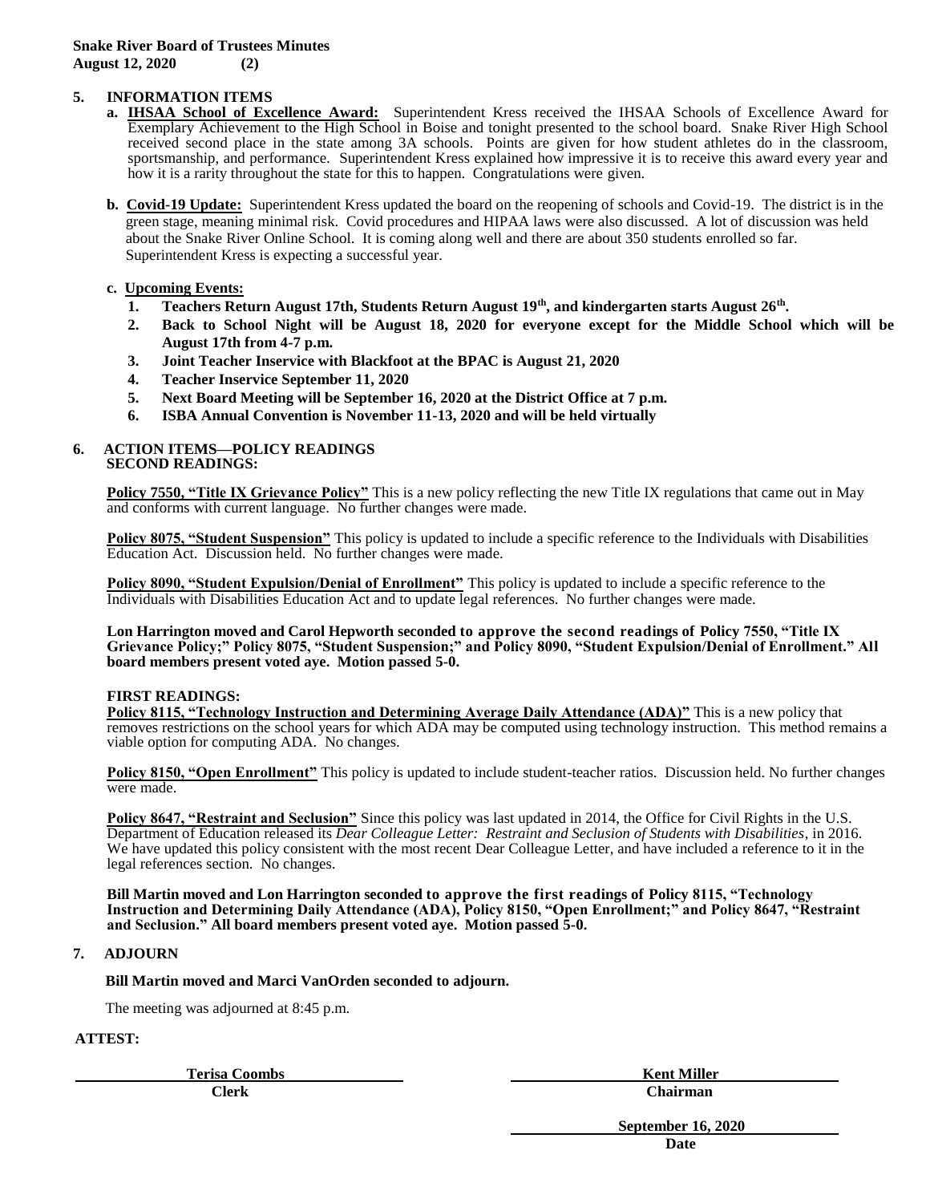**Snake River Board of Trustees Minutes**
**August 12, 2020 (2)**

## 5. INFORMATION ITEMS

**a. IHSAA School of Excellence Award:** Superintendent Kress received the IHSAA Schools of Excellence Award for Exemplary Achievement to the High School in Boise and tonight presented to the school board. Snake River High School received second place in the state among 3A schools. Points are given for how student athletes do in the classroom, sportsmanship, and performance. Superintendent Kress explained how impressive it is to receive this award every year and how it is a rarity throughout the state for this to happen. Congratulations were given.

**b. Covid-19 Update:** Superintendent Kress updated the board on the reopening of schools and Covid-19. The district is in the green stage, meaning minimal risk. Covid procedures and HIPAA laws were also discussed. A lot of discussion was held about the Snake River Online School. It is coming along well and there are about 350 students enrolled so far. Superintendent Kress is expecting a successful year.

**c. Upcoming Events:**

1. **Teachers Return August 17th, Students Return August 19th, and kindergarten starts August 26th.**
2. **Back to School Night will be August 18, 2020 for everyone except for the Middle School which will be August 17th from 4-7 p.m.**
3. **Joint Teacher Inservice with Blackfoot at the BPAC is August 21, 2020**
4. **Teacher Inservice September 11, 2020**
5. **Next Board Meeting will be September 16, 2020 at the District Office at 7 p.m.**
6. **ISBA Annual Convention is November 11-13, 2020 and will be held virtually**

## 6. ACTION ITEMS—POLICY READINGS

**SECOND READINGS:**

**Policy 7550, "Title IX Grievance Policy"** This is a new policy reflecting the new Title IX regulations that came out in May and conforms with current language. No further changes were made.

**Policy 8075, "Student Suspension"** This policy is updated to include a specific reference to the Individuals with Disabilities Education Act. Discussion held. No further changes were made.

**Policy 8090, "Student Expulsion/Denial of Enrollment"** This policy is updated to include a specific reference to the Individuals with Disabilities Education Act and to update legal references. No further changes were made.

**Lon Harrington moved and Carol Hepworth seconded to approve the second readings of Policy 7550, "Title IX Grievance Policy;" Policy 8075, "Student Suspension;" and Policy 8090, "Student Expulsion/Denial of Enrollment." All board members present voted aye. Motion passed 5-0.**

**FIRST READINGS:**

**Policy 8115, "Technology Instruction and Determining Average Daily Attendance (ADA)"** This is a new policy that removes restrictions on the school years for which ADA may be computed using technology instruction. This method remains a viable option for computing ADA. No changes.

**Policy 8150, "Open Enrollment"** This policy is updated to include student-teacher ratios. Discussion held. No further changes were made.

**Policy 8647, "Restraint and Seclusion"** Since this policy was last updated in 2014, the Office for Civil Rights in the U.S. Department of Education released its *Dear Colleague Letter: Restraint and Seclusion of Students with Disabilities*, in 2016. We have updated this policy consistent with the most recent Dear Colleague Letter, and have included a reference to it in the legal references section. No changes.

**Bill Martin moved and Lon Harrington seconded to approve the first readings of Policy 8115, "Technology Instruction and Determining Daily Attendance (ADA), Policy 8150, "Open Enrollment;" and Policy 8647, "Restraint and Seclusion." All board members present voted aye. Motion passed 5-0.**

## 7. ADJOURN

**Bill Martin moved and Marci VanOrden seconded to adjourn.**

The meeting was adjourned at 8:45 p.m.

**ATTEST:**

**Terisa Coombs**
**Clerk**

**Kent Miller**
**Chairman**

**September 16, 2020**
**Date**